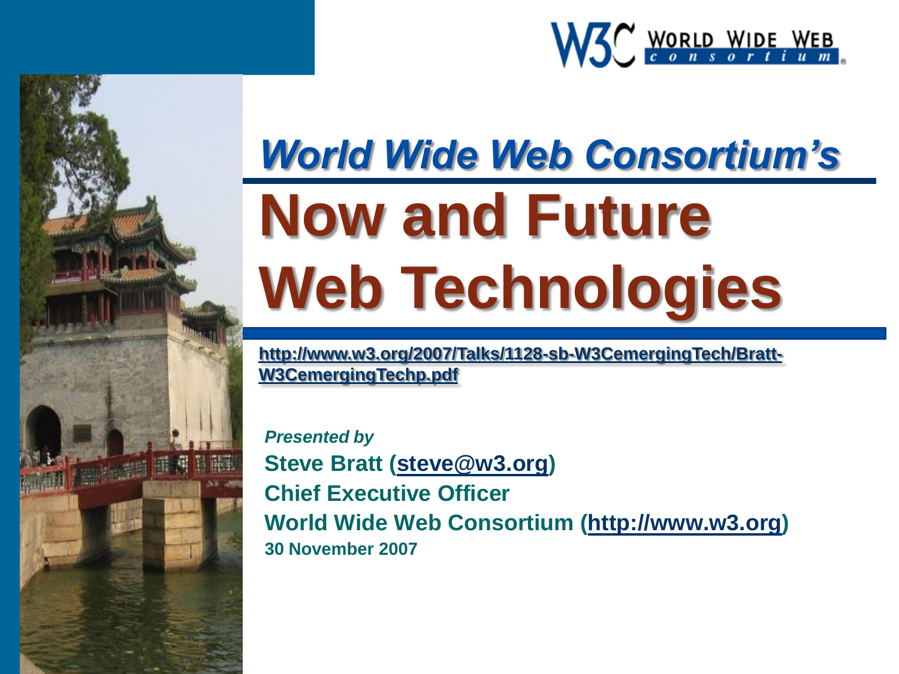# *World Wide Web Consortium's*

# Now and Future Web Technologies

http://www.w3.org/2007/Talks/1128-sb-W3CemergingTech/Bratt-W3CemergingTechp.pdf

***Presented by***

**Steve Bratt (steve@w3.org)**

**Chief Executive Officer**

**World Wide Web Consortium (http://www.w3.org)**

**30 November 2007**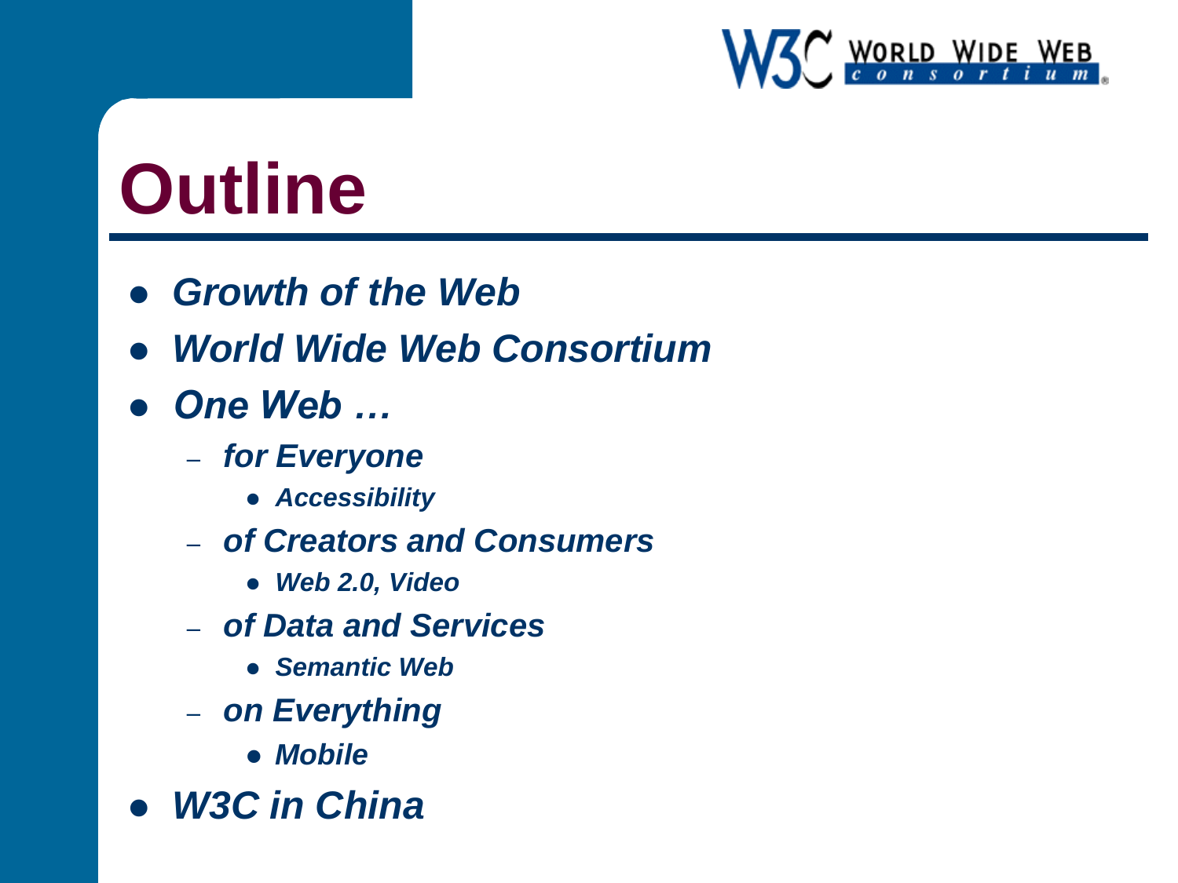# Outline

- *Growth of the Web*
- *World Wide Web Consortium*
- *One Web …*
  - *for Everyone*
    - *Accessibility*
  - *of Creators and Consumers*
    - *Web 2.0, Video*
  - *of Data and Services*
    - *Semantic Web*
  - *on Everything*
    - *Mobile*
- *W3C in China*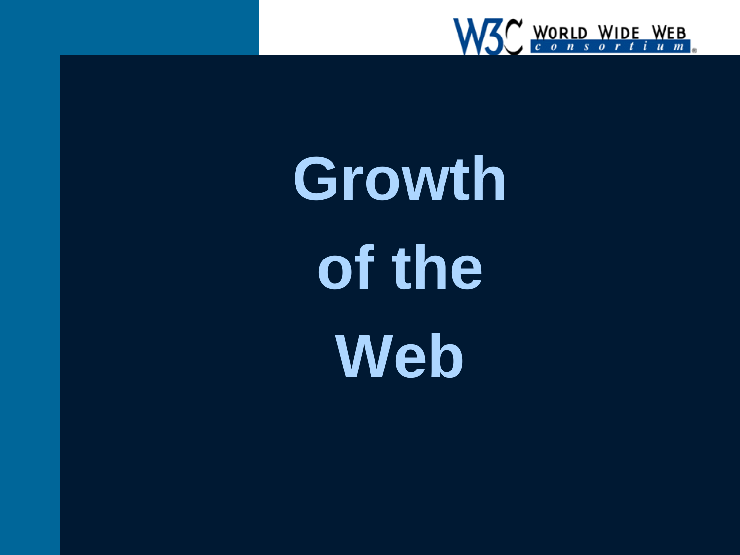# Growth of the Web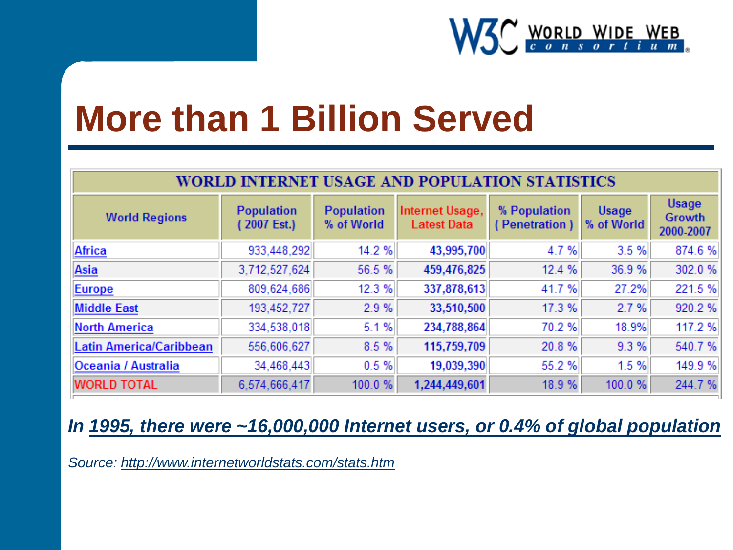# More than 1 Billion Served

| WORLD INTERNET USAGE AND POPULATION STATISTICS | | | | | | |
|---|---|---|---|---|---|---|
| World Regions | Population ( 2007 Est.) | Population % of World | Internet Usage, Latest Data | % Population ( Penetration ) | Usage % of World | Usage Growth 2000-2007 |
| Africa | 933,448,292 | 14.2 % | 43,995,700 | 4.7 % | 3.5 % | 874.6 % |
| Asia | 3,712,527,624 | 56.5 % | 459,476,825 | 12.4 % | 36.9 % | 302.0 % |
| Europe | 809,624,686 | 12.3 % | 337,878,613 | 41.7 % | 27.2% | 221.5 % |
| Middle East | 193,452,727 | 2.9 % | 33,510,500 | 17.3 % | 2.7 % | 920.2 % |
| North America | 334,538,018 | 5.1 % | 234,788,864 | 70.2 % | 18.9% | 117.2 % |
| Latin America/Caribbean | 556,606,627 | 8.5 % | 115,759,709 | 20.8 % | 9.3 % | 540.7 % |
| Oceania / Australia | 34,468,443 | 0.5 % | 19,039,390 | 55.2 % | 1.5 % | 149.9 % |
| WORLD TOTAL | 6,574,666,417 | 100.0 % | 1,244,449,601 | 18.9 % | 100.0 % | 244.7 % |

***In 1995, there were ~16,000,000 Internet users, or 0.4% of global population***

*Source: http://www.internetworldstats.com/stats.htm*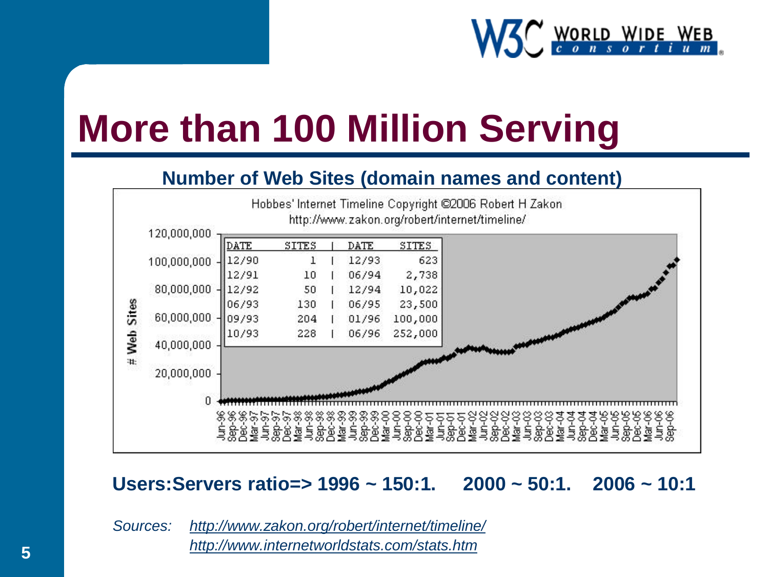# More than 100 Million Serving

**Number of Web Sites (domain names and content)**

Hobbes' Internet Timeline Copyright ©2006 Robert H Zakon
http://www.zakon.org/robert/internet/timeline/

| DATE | SITES | DATE | SITES |
|---|---|---|---|
| 12/90 | 1 | 12/93 | 623 |
| 12/91 | 10 | 06/94 | 2,738 |
| 12/92 | 50 | 12/94 | 10,022 |
| 06/93 | 130 | 06/95 | 23,500 |
| 09/93 | 204 | 01/96 | 100,000 |
| 10/93 | 228 | 06/96 | 252,000 |

**Users:Servers ratio=> 1996 ~ 150:1. 2000 ~ 50:1. 2006 ~ 10:1**

*Sources:* *http://www.zakon.org/robert/internet/timeline/*
*http://www.internetworldstats.com/stats.htm*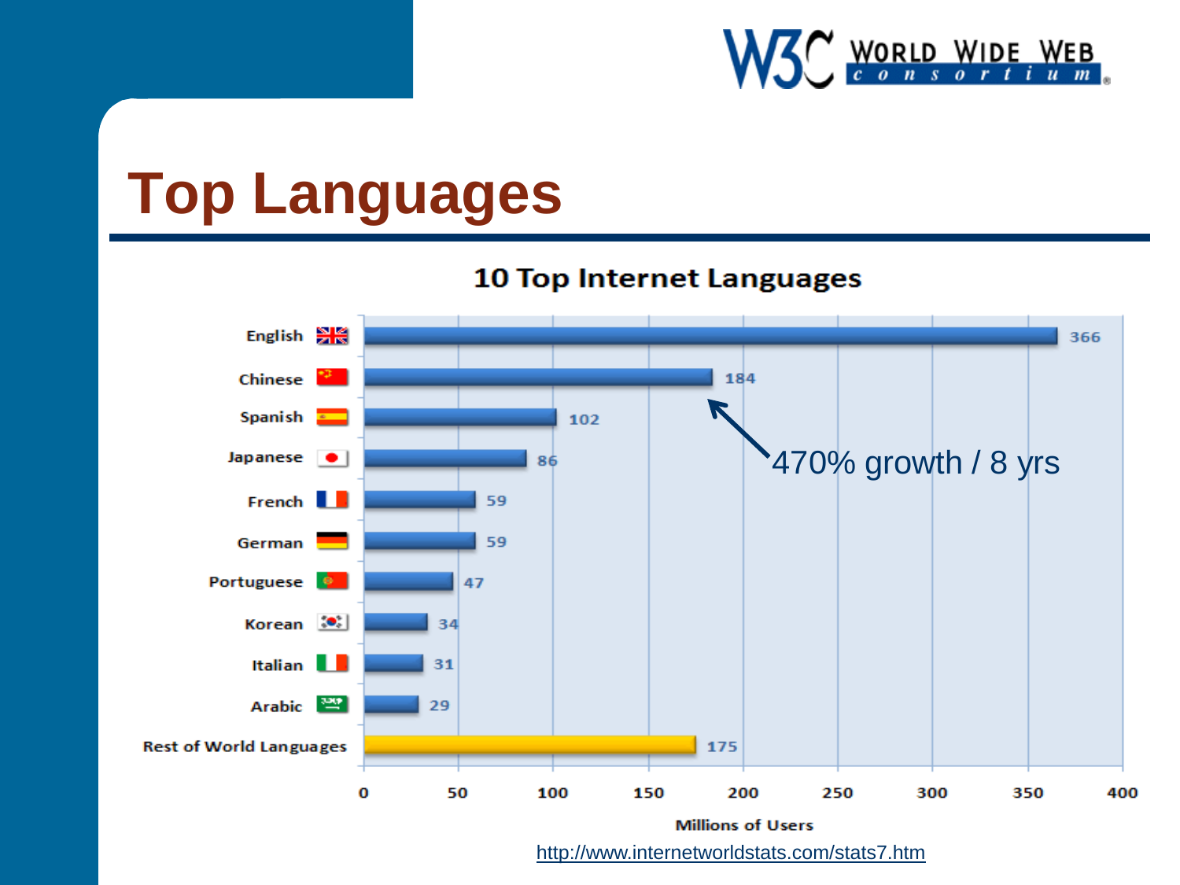# Top Languages

## 10 Top Internet Languages

| Language | Millions of Users |
| --- | --- |
| English | 366 |
| Chinese | 184 |
| Spanish | 102 |
| Japanese | 86 |
| French | 59 |
| German | 59 |
| Portuguese | 47 |
| Korean | 34 |
| Italian | 31 |
| Arabic | 29 |
| Rest of World Languages | 175 |

Millions of Users

470% growth / 8 yrs (Chinese)

http://www.internetworldstats.com/stats7.htm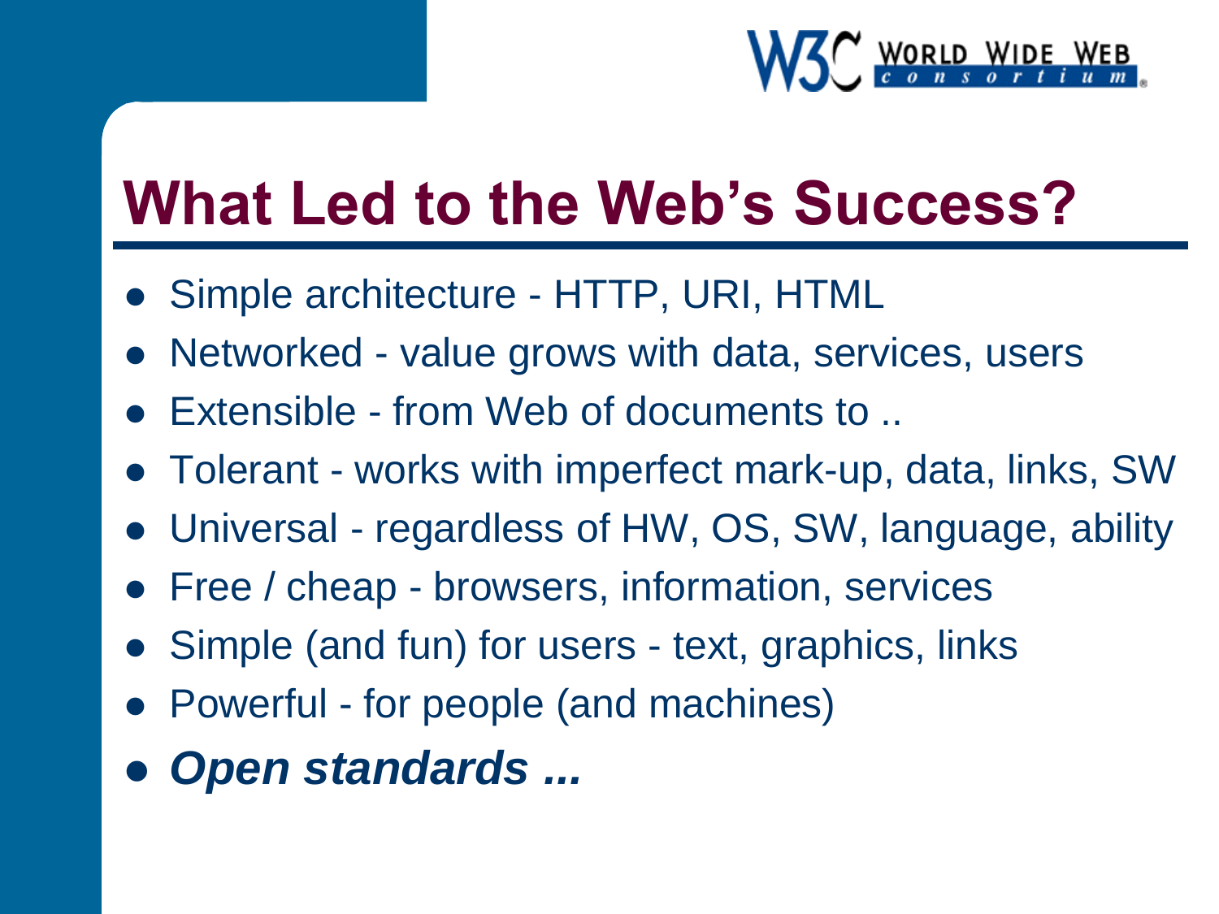# What Led to the Web's Success?

- Simple architecture - HTTP, URI, HTML
- Networked - value grows with data, services, users
- Extensible - from Web of documents to ..
- Tolerant - works with imperfect mark-up, data, links, SW
- Universal - regardless of HW, OS, SW, language, ability
- Free / cheap - browsers, information, services
- Simple (and fun) for users - text, graphics, links
- Powerful - for people (and machines)
- ***Open standards ...***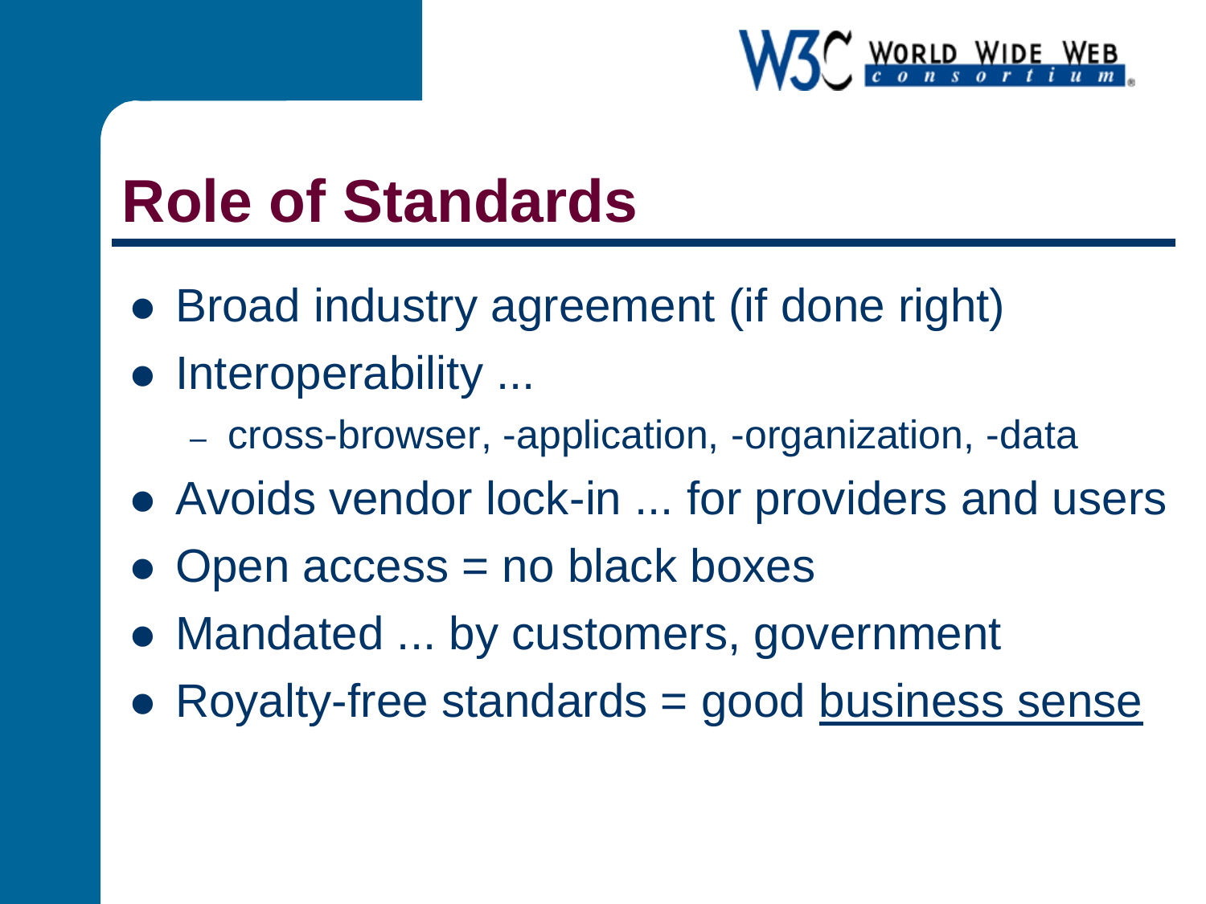# Role of Standards

- Broad industry agreement (if done right)
- Interoperability ...
  - cross-browser, -application, -organization, -data
- Avoids vendor lock-in ... for providers and users
- Open access = no black boxes
- Mandated ... by customers, government
- Royalty-free standards = good business sense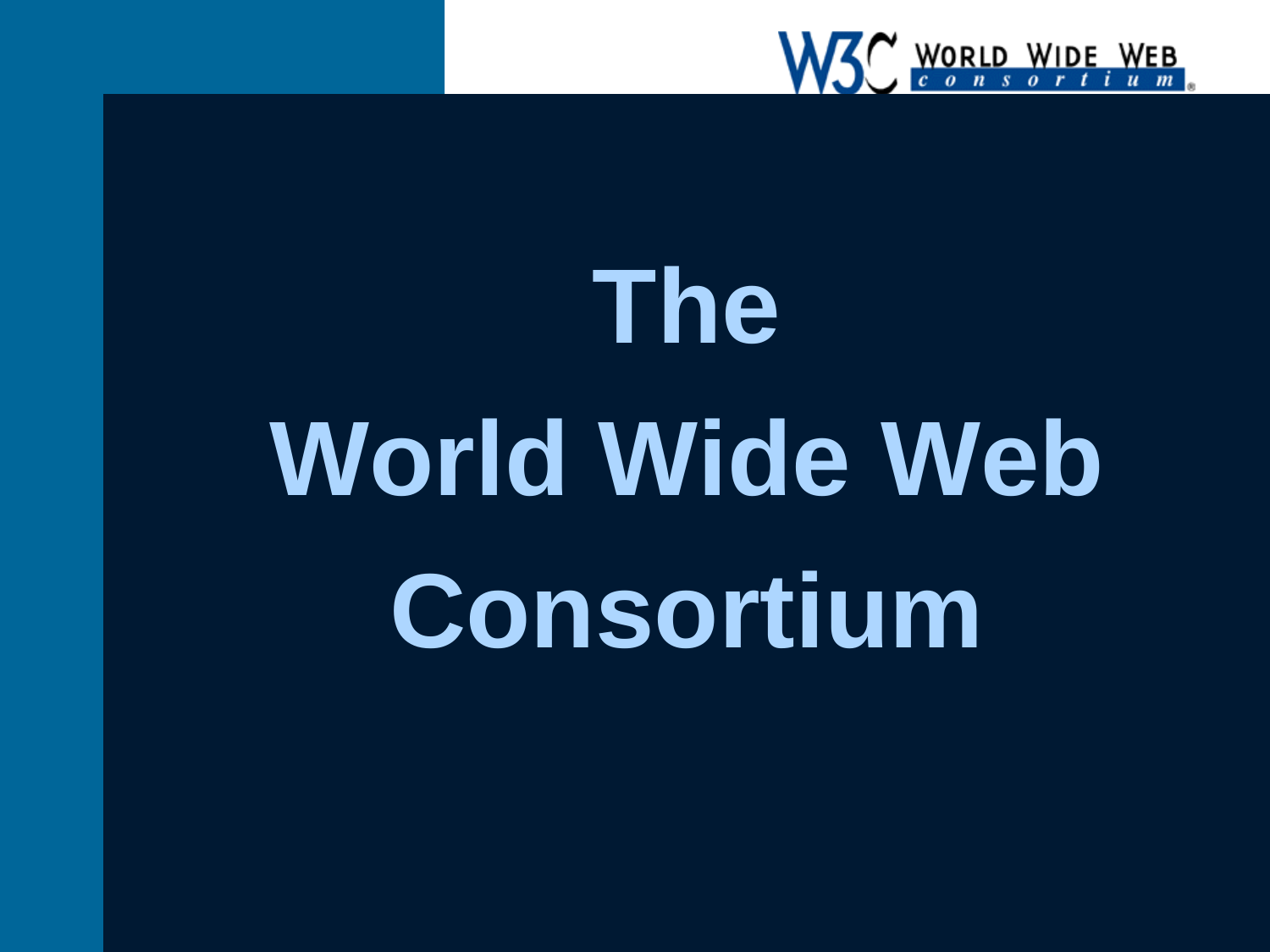# The World Wide Web Consortium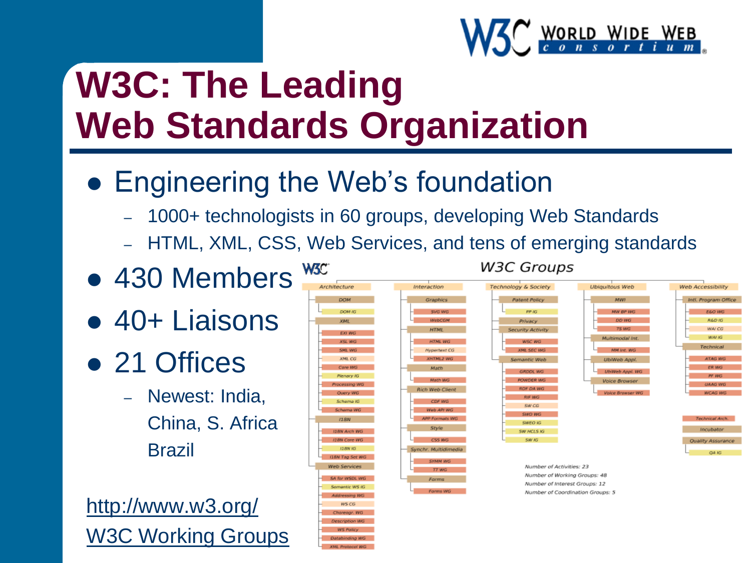# W3C: The Leading Web Standards Organization

- Engineering the Web's foundation
  - 1000+ technologists in 60 groups, developing Web Standards
  - HTML, XML, CSS, Web Services, and tens of emerging standards
- 430 Members
- 40+ Liaisons
- 21 Offices
  - Newest: India, China, S. Africa Brazil

http://www.w3.org/

W3C Working Groups

W3C Groups

| Architecture | Interaction | Technology & Society | Ubiquitous Web | Web Accessibility |
|---|---|---|---|---|
| DOM | Graphics | Patent Policy | MWI | Intl. Program Office |
| DOM IG | SVG WG | PP IG | MW BP WG | E&O WG |
| XML | WebCGM | Privacy | DD WG | R&D IG |
| EXI WG | HTML | Security Activity | TS WG | WAI CG |
| XSL WG | HTML WG | WSC WG | Multimodal Int. | WAI IG |
| SML WG | Hypertext CG | XML SEC WG | MM Int. WG | Technical |
| XML CG | XHTML2 WG | Semantic Web | UbiWeb Appl. | ATAG WG |
| Core WG | Math | GRDDL WG | UbiWeb Appl. WG | ER WG |
| Plenary IG | Math WG | POWDER WG | Voice Browser | PF WG |
| Processing WG | Rich Web Client | RDF DA WG | Voice Browser WG | UAAG WG |
| Query WG | CDF WG | RIF WG | | WCAG WG |
| Schema IG | Web API WG | SW CG | | Technical Arch. |
| Schema WG | APP Formats WG | SWD WG | | Incubator |
| I18N | Style | SWEO IG | | Quality Assurance |
| I18N Arch WG | CSS WG | SW HCLS IG | | QA IG |
| I18N Core WG | Synchr. Multimedia | SW IG | | |
| I18N IG | SYMM WG | | | |
| I18N Tag Set WG | TT WG | | | |
| Web Services | Forms | | | |
| SA for WSDL WG | Forms WG | | | |
| Semantic WS IG | | | | |
| Addressing WG | | | | |
| WS CG | | | | |
| Choreogr. WG | | | | |
| Description WG | | | | |
| WS Policy | | | | |
| Databinding WG | | | | |
| XML Protocol WG | | | | |

Number of Activities: 23
Number of Working Groups: 48
Number of Interest Groups: 12
Number of Coordination Groups: 5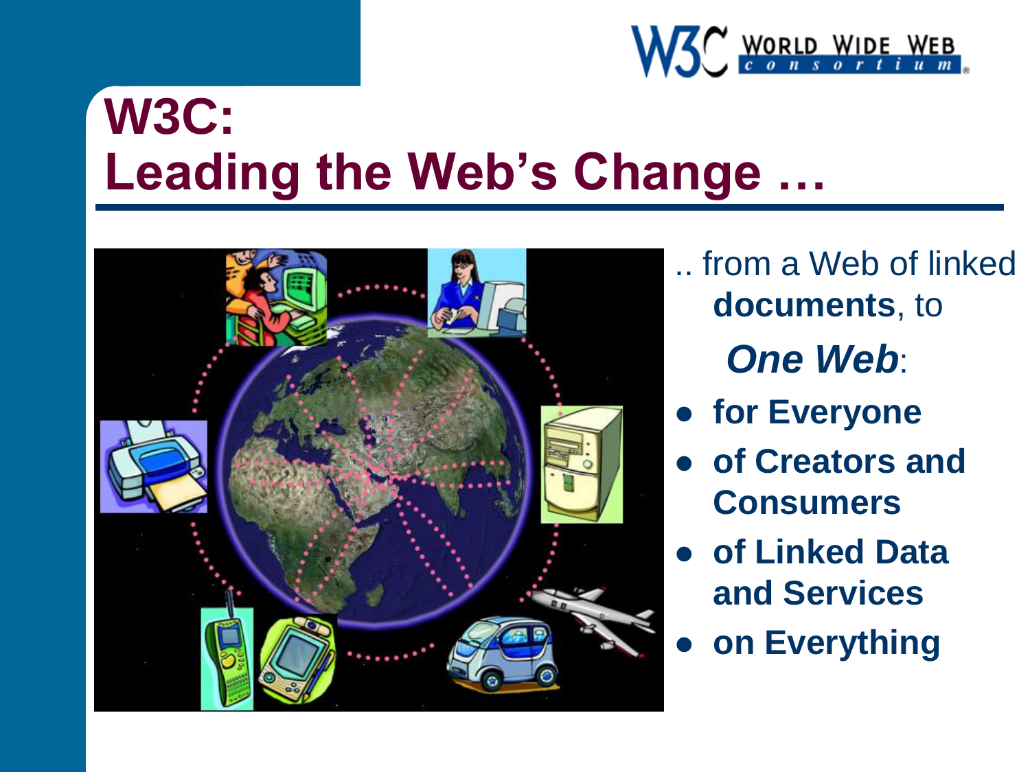# W3C: Leading the Web's Change …

.. from a Web of linked **documents**, to

***One Web***:

- **for Everyone**
- **of Creators and Consumers**
- **of Linked Data and Services**
- **on Everything**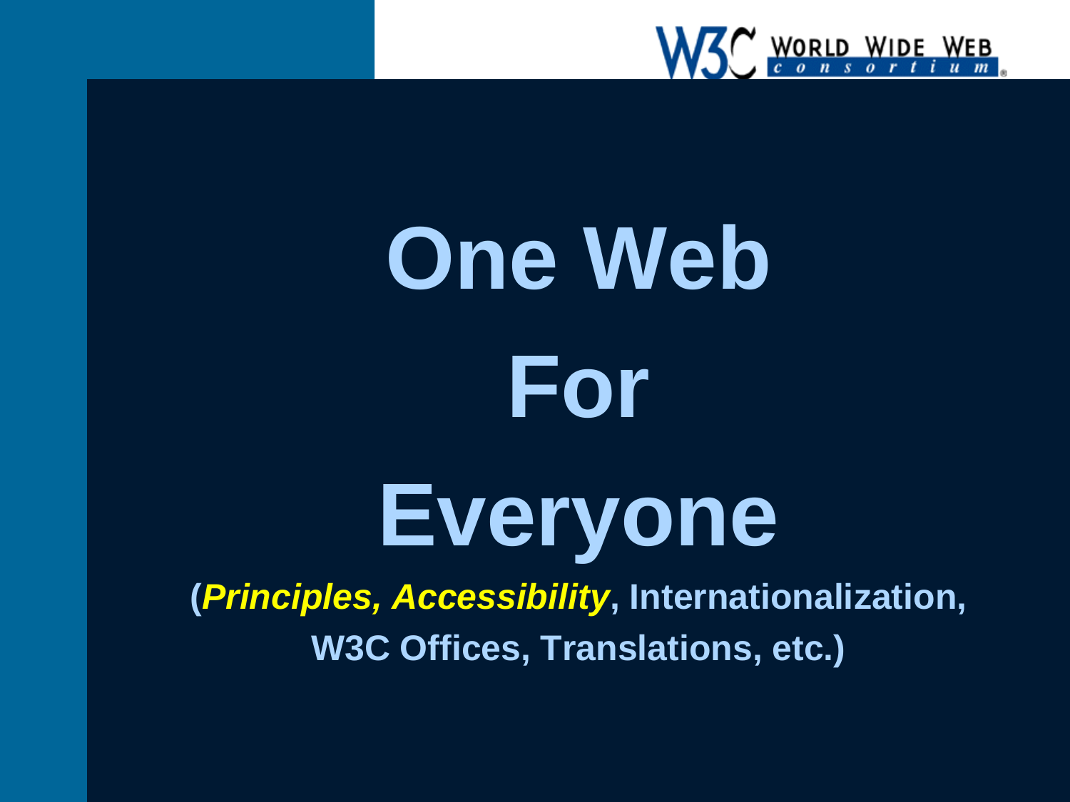# One Web For Everyone

**(*Principles, Accessibility*, Internationalization, W3C Offices, Translations, etc.)**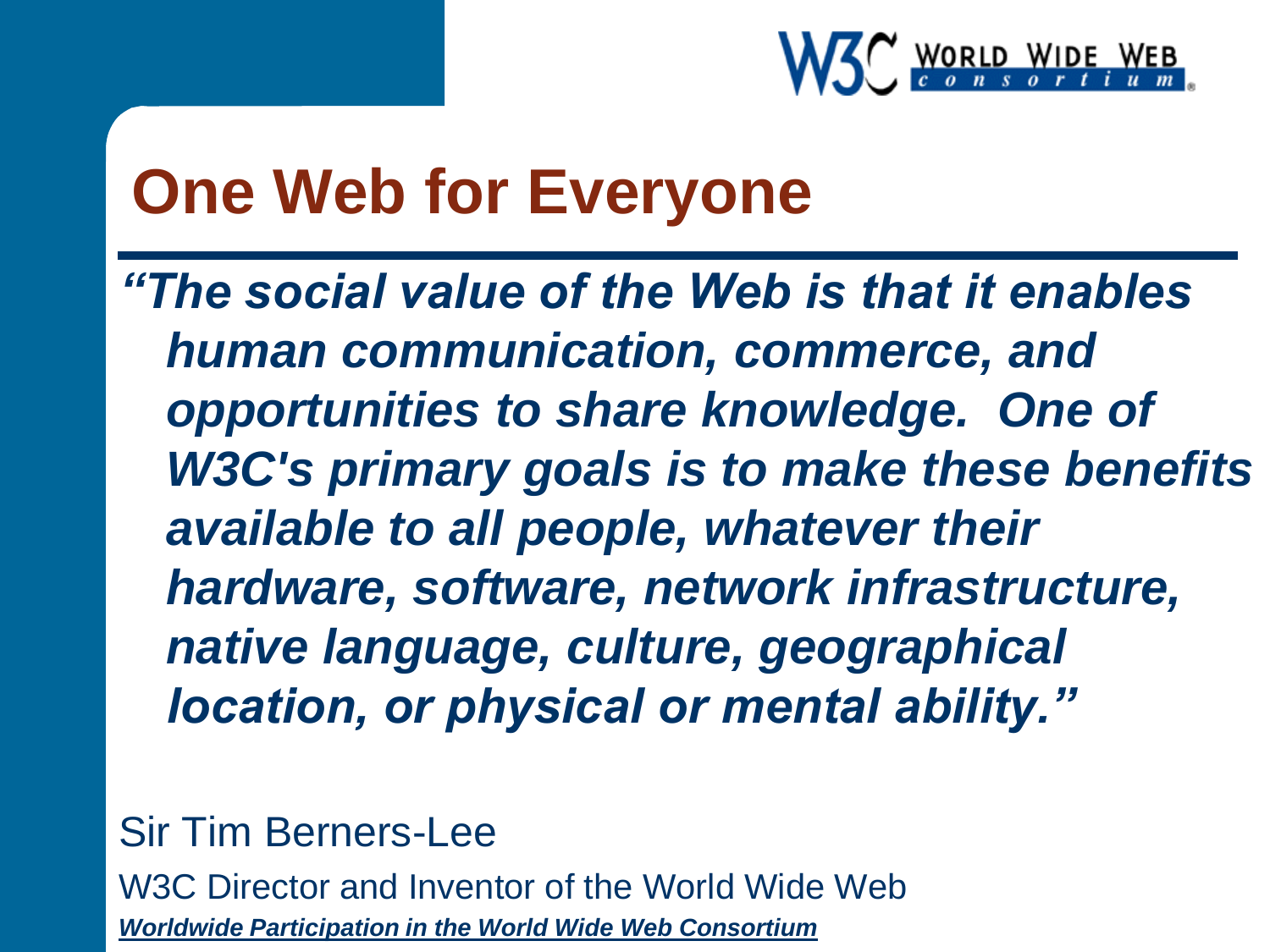# One Web for Everyone

*“The social value of the Web is that it enables human communication, commerce, and opportunities to share knowledge. One of W3C's primary goals is to make these benefits available to all people, whatever their hardware, software, network infrastructure, native language, culture, geographical location, or physical or mental ability.”*

Sir Tim Berners-Lee

W3C Director and Inventor of the World Wide Web

***Worldwide Participation in the World Wide Web Consortium***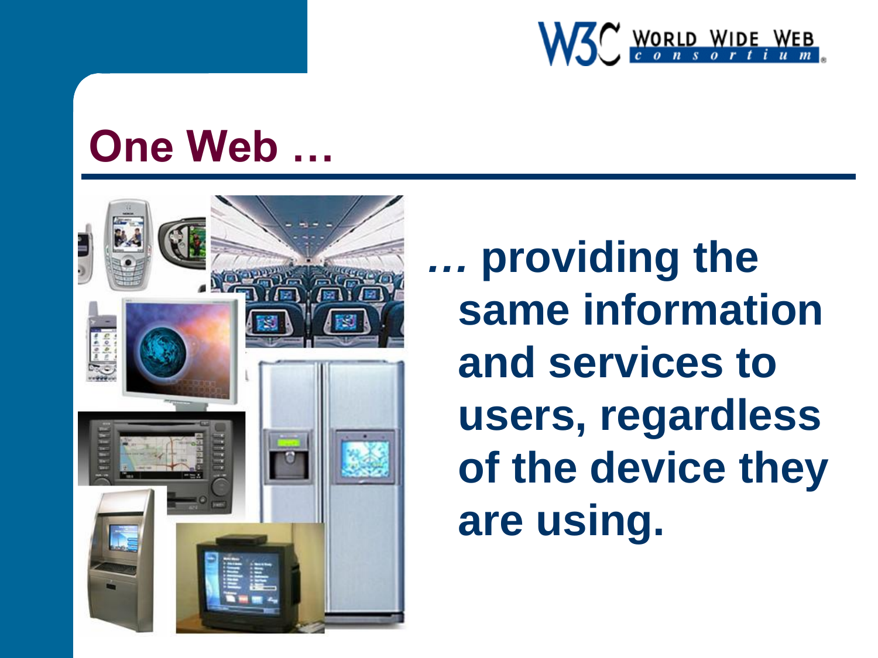# One Web …

*…* **providing the same information and services to users, regardless of the device they are using.**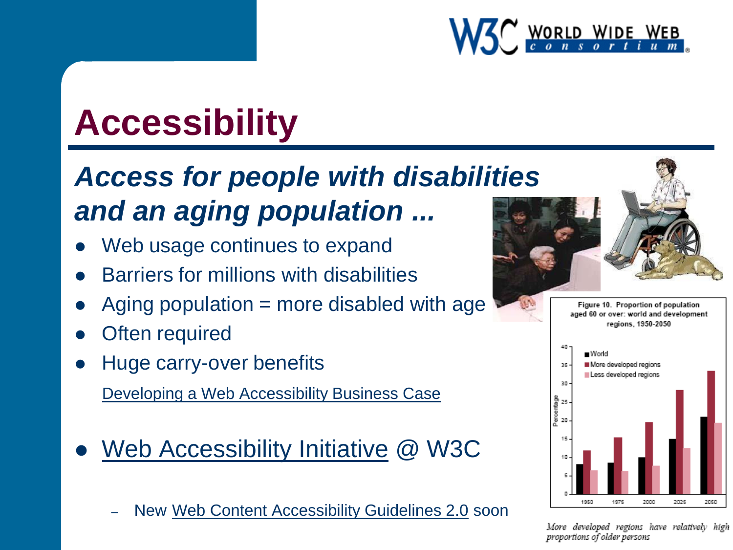# Accessibility

## *Access for people with disabilities and an aging population ...*

- Web usage continues to expand
- Barriers for millions with disabilities
- Aging population = more disabled with age
- Often required
- Huge carry-over benefits

  Developing a Web Accessibility Business Case

- Web Accessibility Initiative @ W3C
  - New Web Content Accessibility Guidelines 2.0 soon

Figure 10. Proportion of population aged 60 or over: world and development regions, 1950-2050

*More developed regions have relatively high proportions of older persons*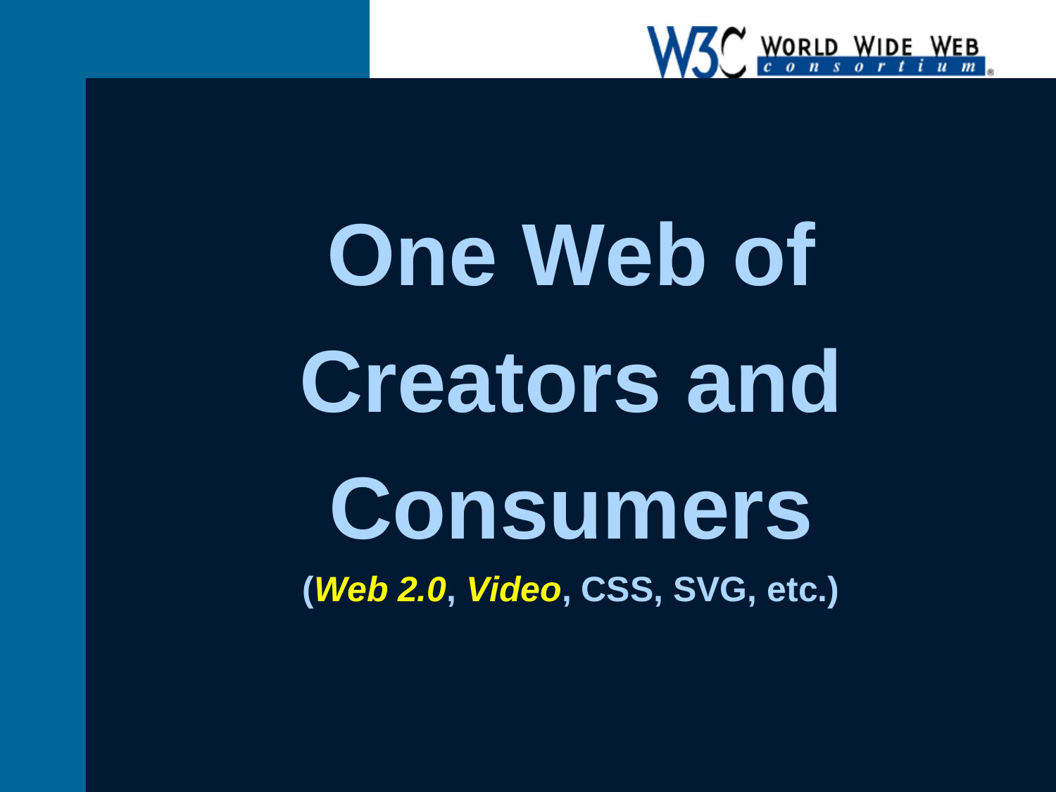# One Web of Creators and Consumers

(***Web 2.0***, ***Video***, **CSS, SVG, etc.**)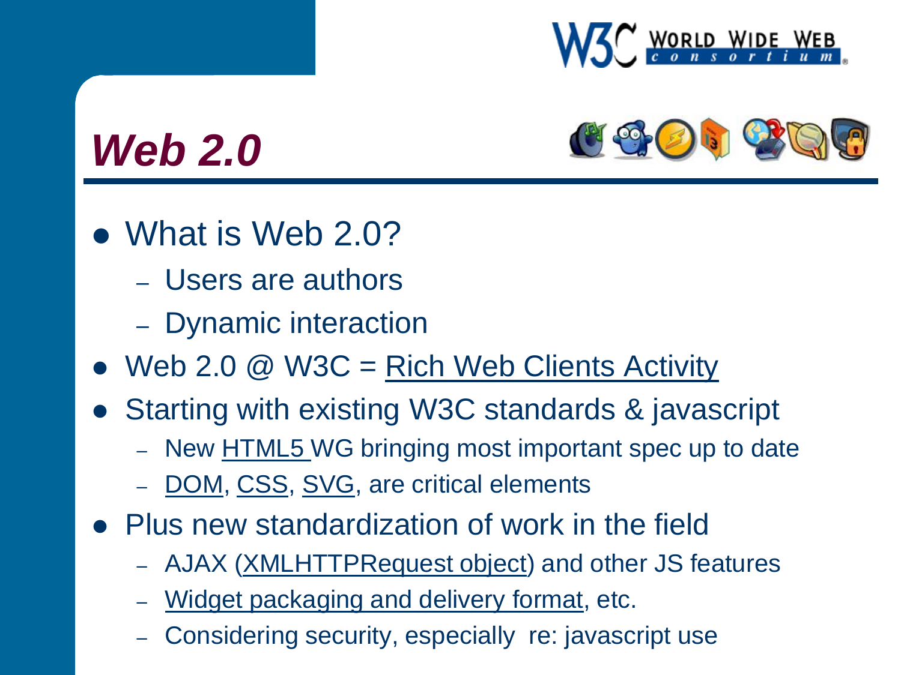# *Web 2.0*

- What is Web 2.0?
  - Users are authors
  - Dynamic interaction
- Web 2.0 @ W3C = Rich Web Clients Activity
- Starting with existing W3C standards & javascript
  - New HTML5 WG bringing most important spec up to date
  - DOM, CSS, SVG, are critical elements
- Plus new standardization of work in the field
  - AJAX (XMLHTTPRequest object) and other JS features
  - Widget packaging and delivery format, etc.
  - Considering security, especially re: javascript use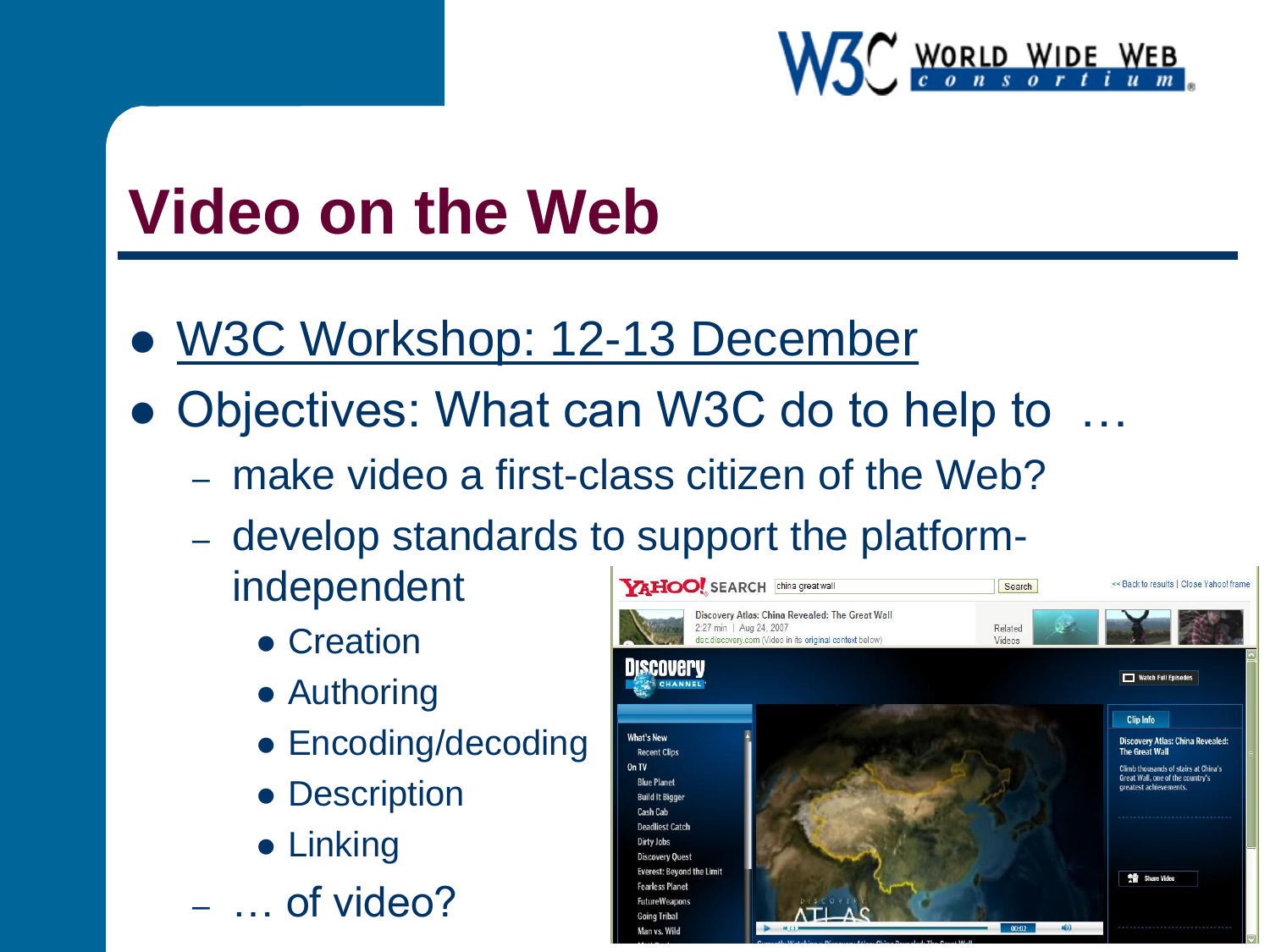# Video on the Web

- W3C Workshop: 12-13 December
- Objectives: What can W3C do to help to …
  - make video a first-class citizen of the Web?
  - develop standards to support the platform-independent
    - Creation
    - Authoring
    - Encoding/decoding
    - Description
    - Linking
  - … of video?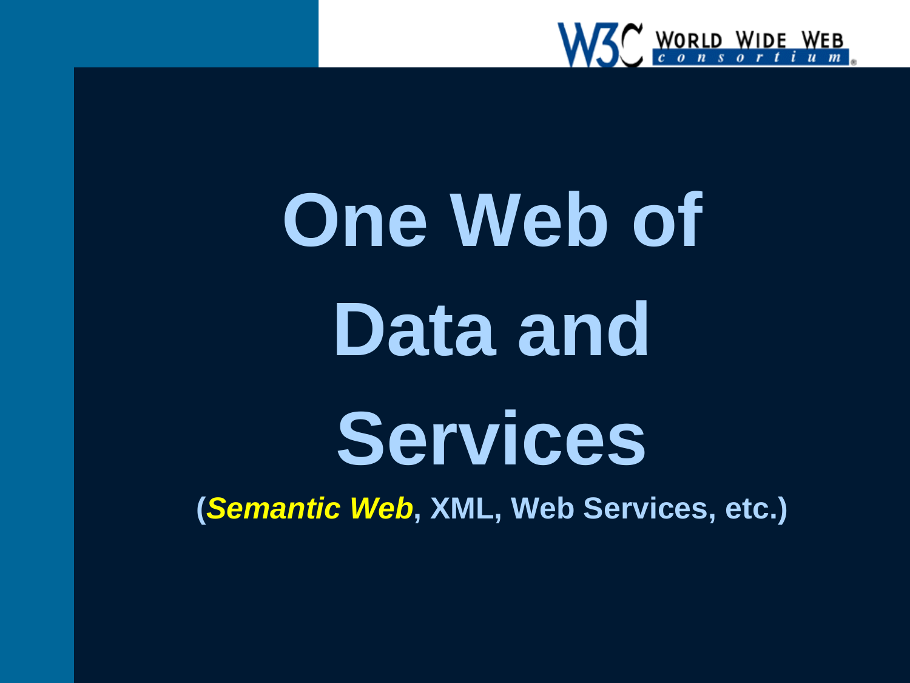# One Web of Data and Services

**(*Semantic Web*, XML, Web Services, etc.)**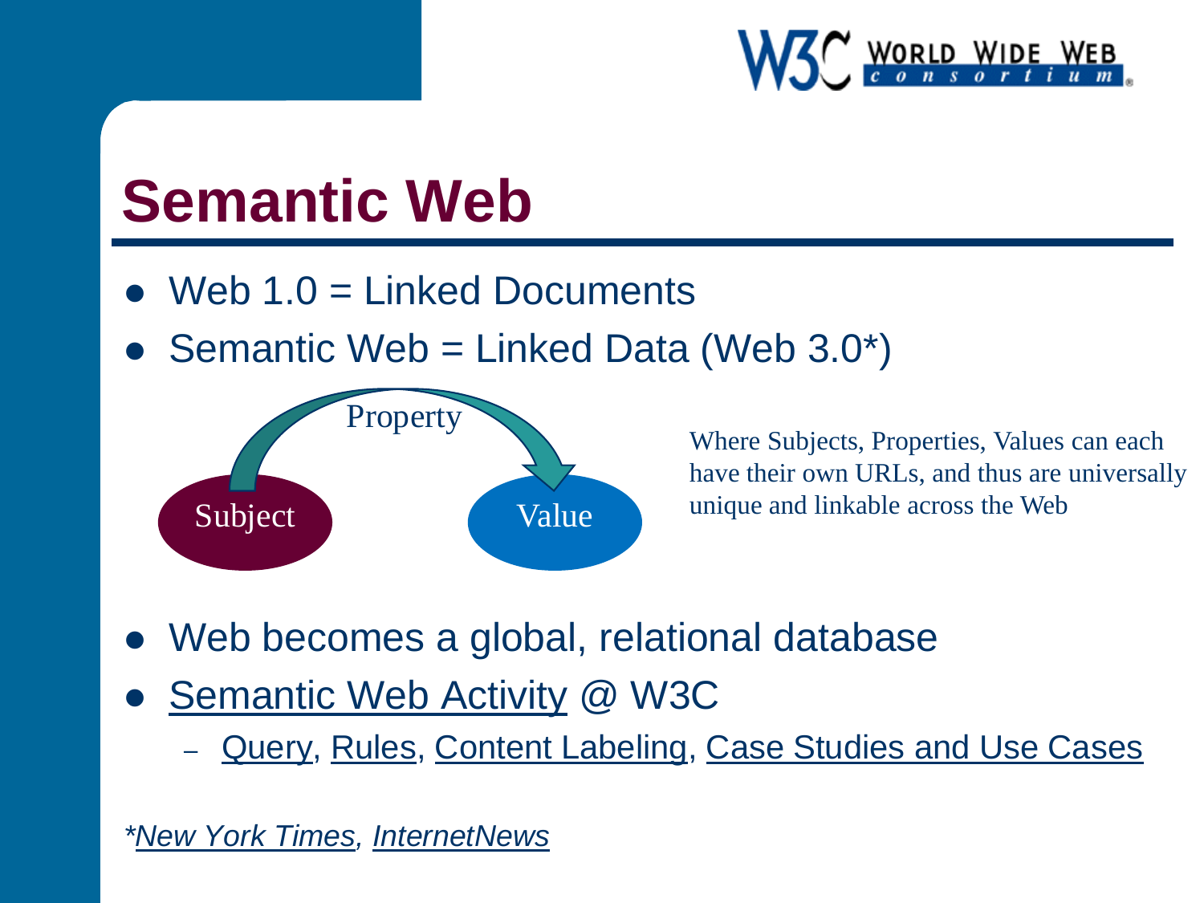# Semantic Web

- Web 1.0 = Linked Documents
- Semantic Web = Linked Data (Web 3.0*)

Subject — Property → Value

Where Subjects, Properties, Values can each have their own URLs, and thus are universally unique and linkable across the Web

- Web becomes a global, relational database
- Semantic Web Activity @ W3C
  - Query, Rules, Content Labeling, Case Studies and Use Cases

*New York Times, InternetNews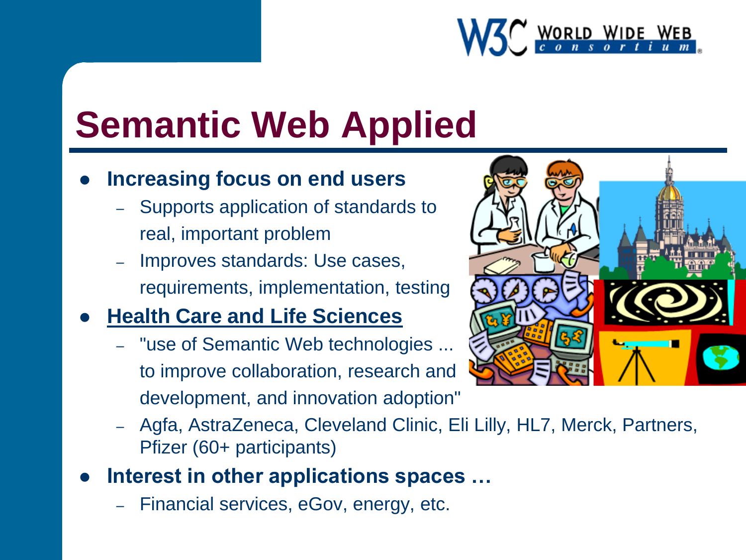# Semantic Web Applied

- **Increasing focus on end users**
  - Supports application of standards to real, important problem
  - Improves standards: Use cases, requirements, implementation, testing
- **Health Care and Life Sciences**
  - "use of Semantic Web technologies ... to improve collaboration, research and development, and innovation adoption"
  - Agfa, AstraZeneca, Cleveland Clinic, Eli Lilly, HL7, Merck, Partners, Pfizer (60+ participants)
- **Interest in other applications spaces …**
  - Financial services, eGov, energy, etc.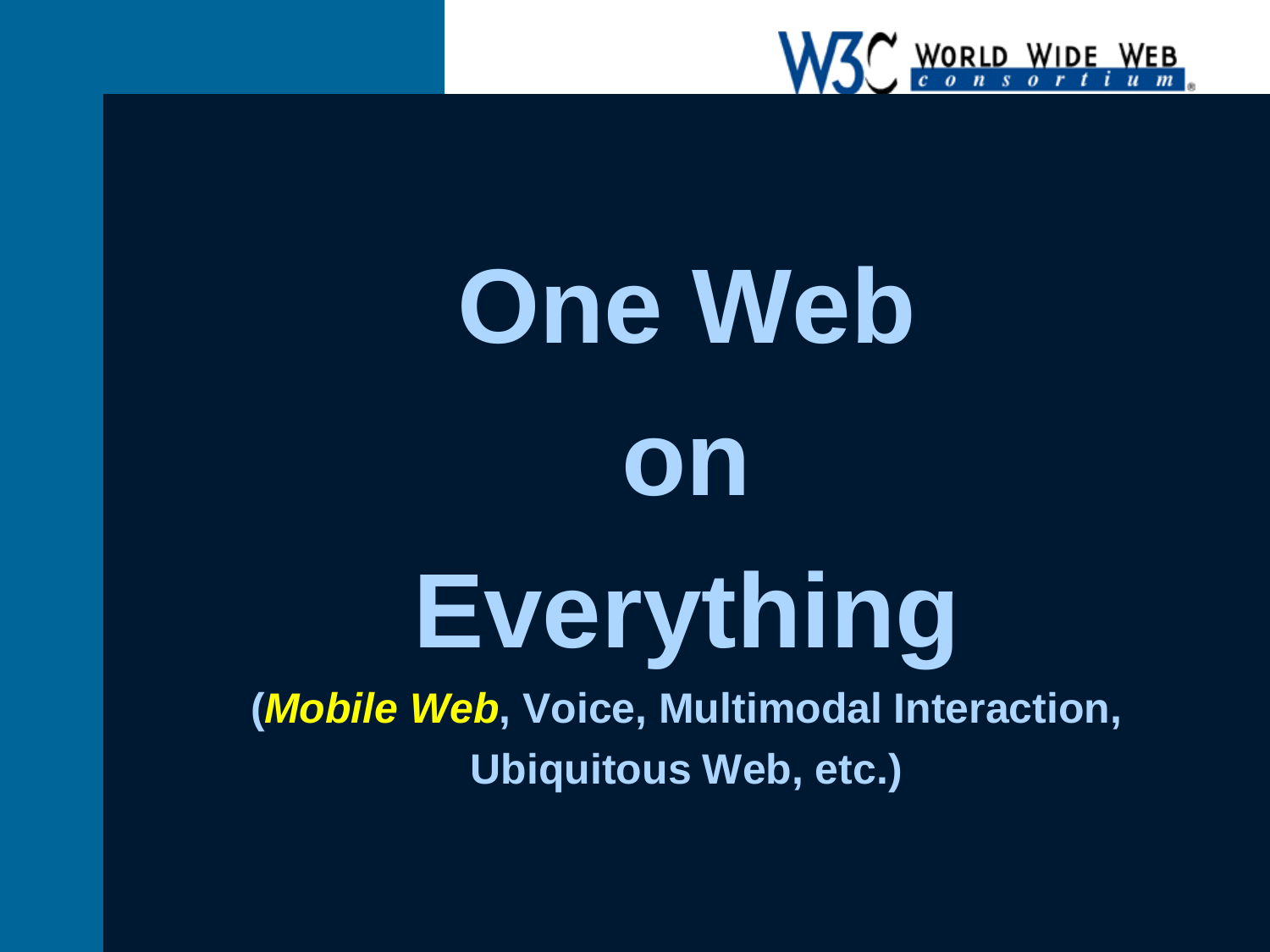# One Web on Everything

**(*Mobile Web*, Voice, Multimodal Interaction, Ubiquitous Web, etc.)**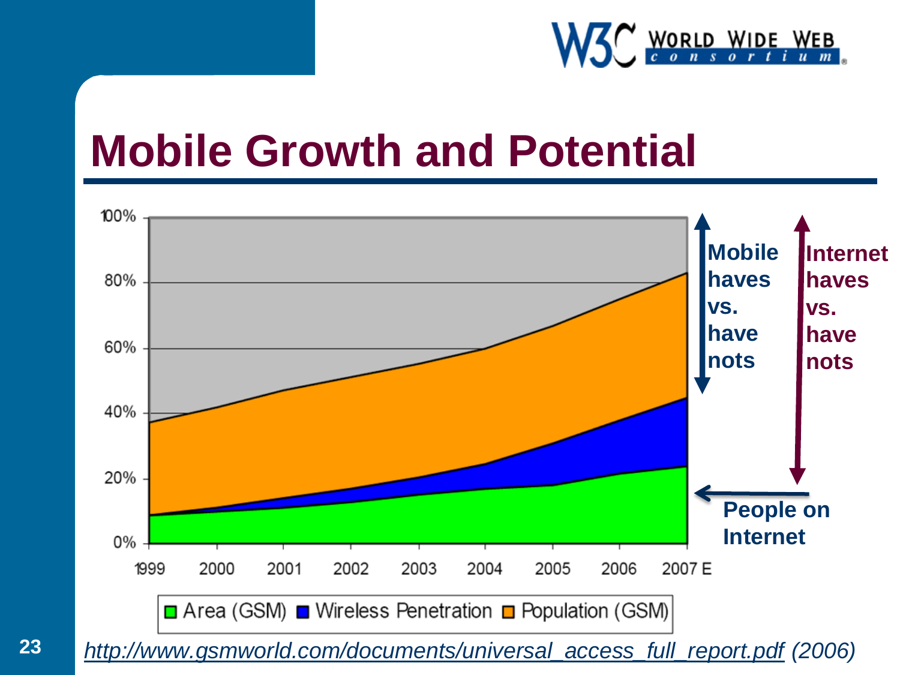# Mobile Growth and Potential

100%
80%
60%
40%
20%
0%

1999 2000 2001 2002 2003 2004 2005 2006 2007 E

Area (GSM) Wireless Penetration Population (GSM)

**Mobile haves vs. have nots**

**Internet haves vs. have nots**

**People on Internet**

*http://www.gsmworld.com/documents/universal_access_full_report.pdf (2006)*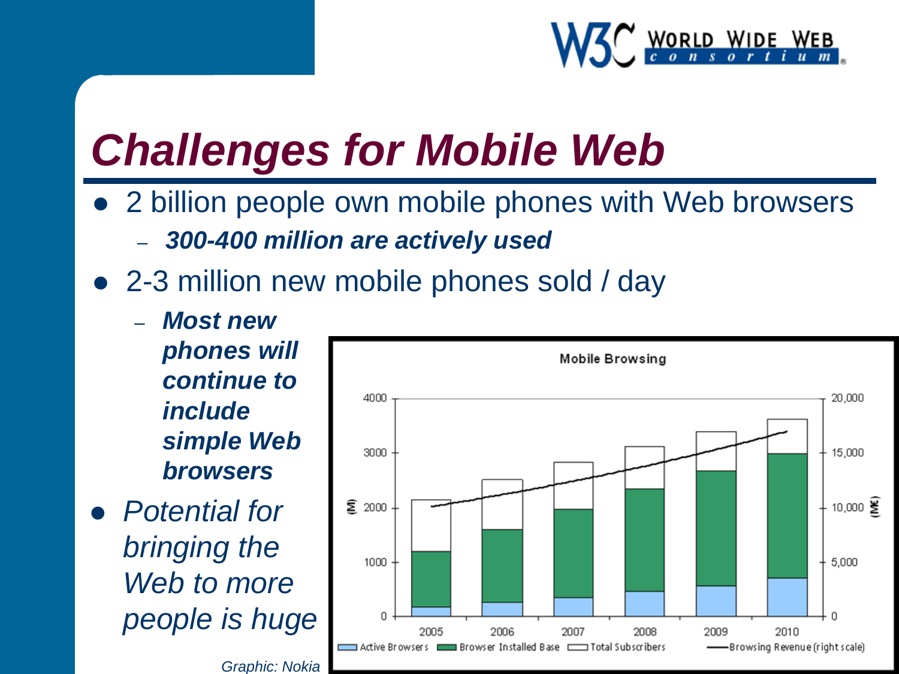# *Challenges for Mobile Web*

- 2 billion people own mobile phones with Web browsers
  - ***300-400 million are actively used***
- 2-3 million new mobile phones sold / day
  - ***Most new phones will continue to include simple Web browsers***
- *Potential for bringing the Web to more people is huge*

*Graphic: Nokia*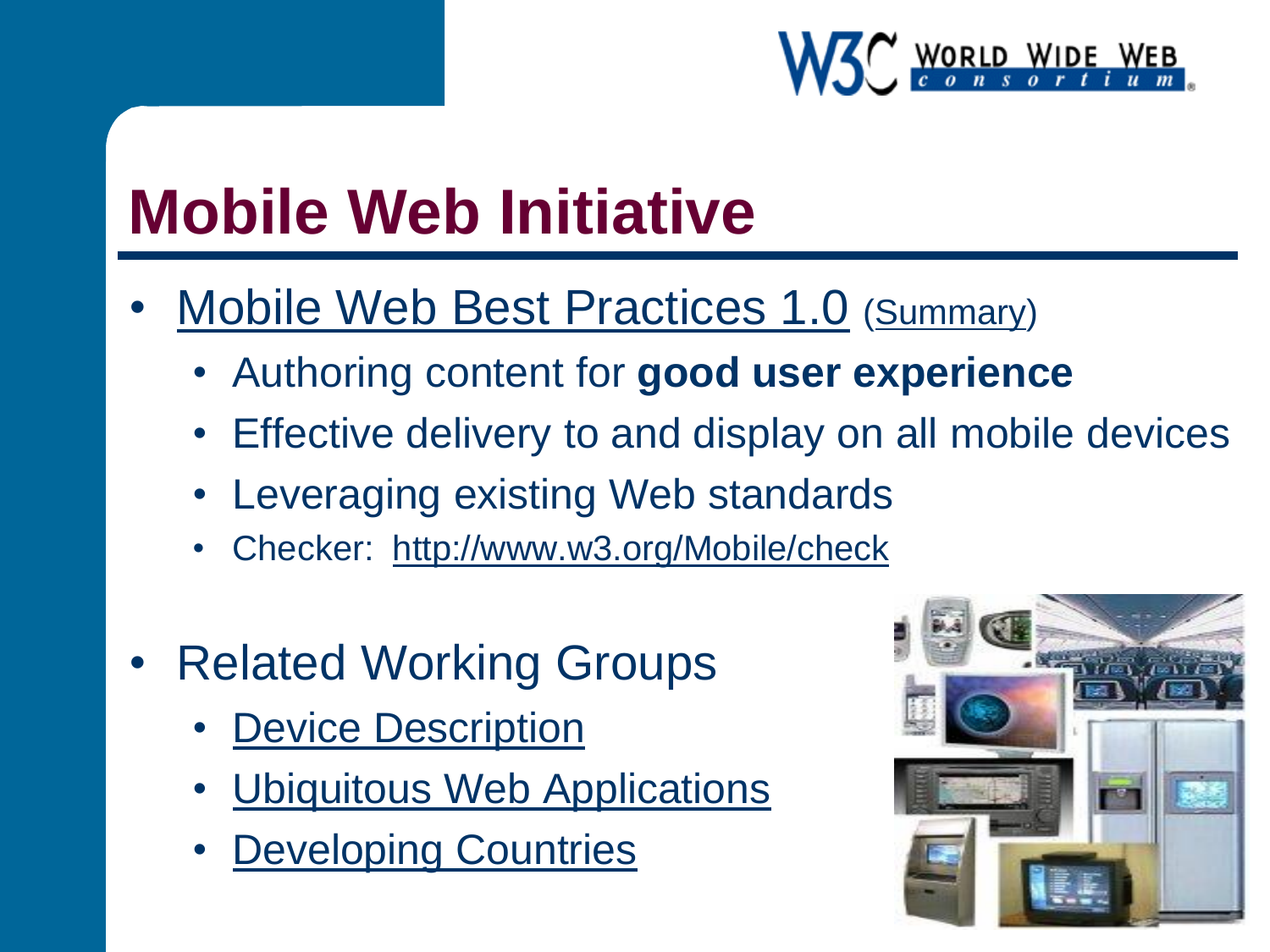# Mobile Web Initiative

- Mobile Web Best Practices 1.0 (Summary)
  - Authoring content for **good user experience**
  - Effective delivery to and display on all mobile devices
  - Leveraging existing Web standards
  - Checker: http://www.w3.org/Mobile/check
- Related Working Groups
  - Device Description
  - Ubiquitous Web Applications
  - Developing Countries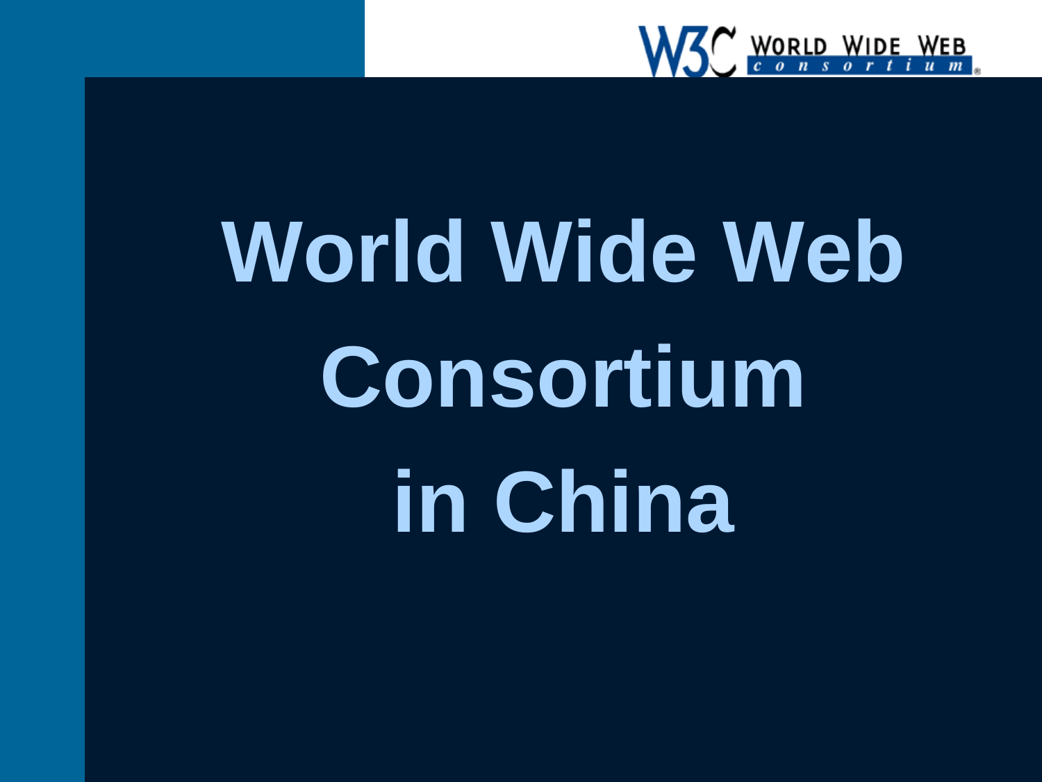# World Wide Web Consortium in China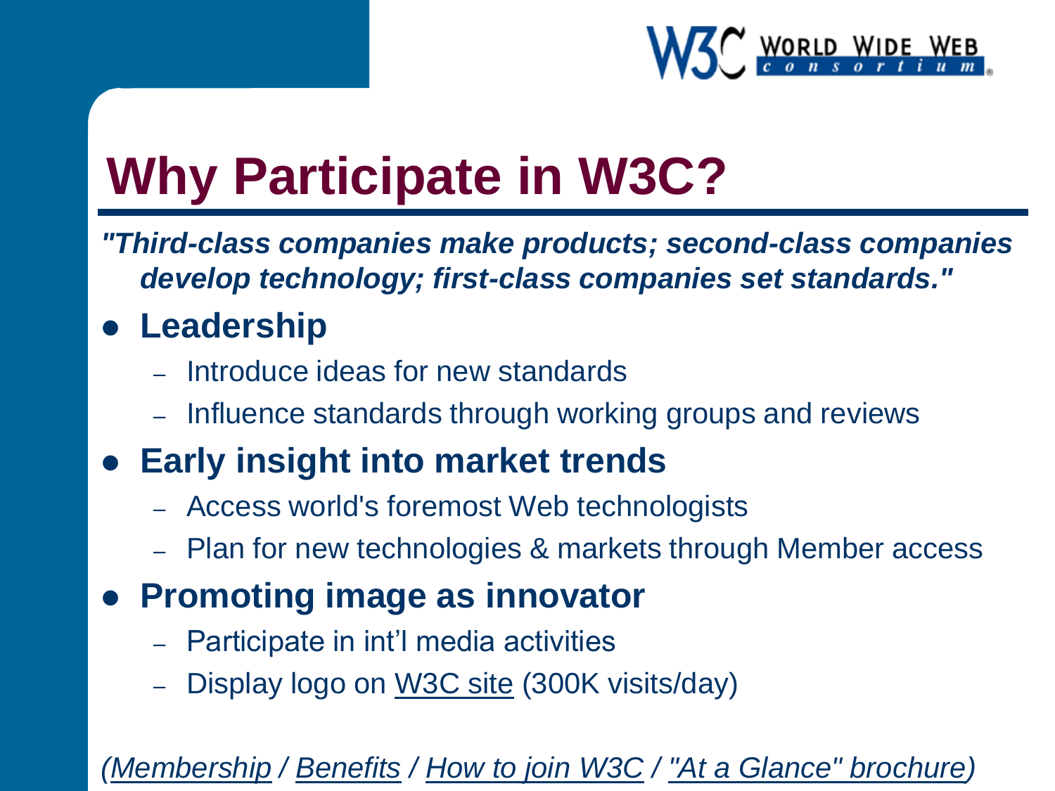# Why Participate in W3C?

***"Third-class companies make products; second-class companies develop technology; first-class companies set standards."***

- **Leadership**
  - Introduce ideas for new standards
  - Influence standards through working groups and reviews
- **Early insight into market trends**
  - Access world's foremost Web technologists
  - Plan for new technologies & markets through Member access
- **Promoting image as innovator**
  - Participate in int'l media activities
  - Display logo on W3C site (300K visits/day)

*(Membership / Benefits / How to join W3C / "At a Glance" brochure)*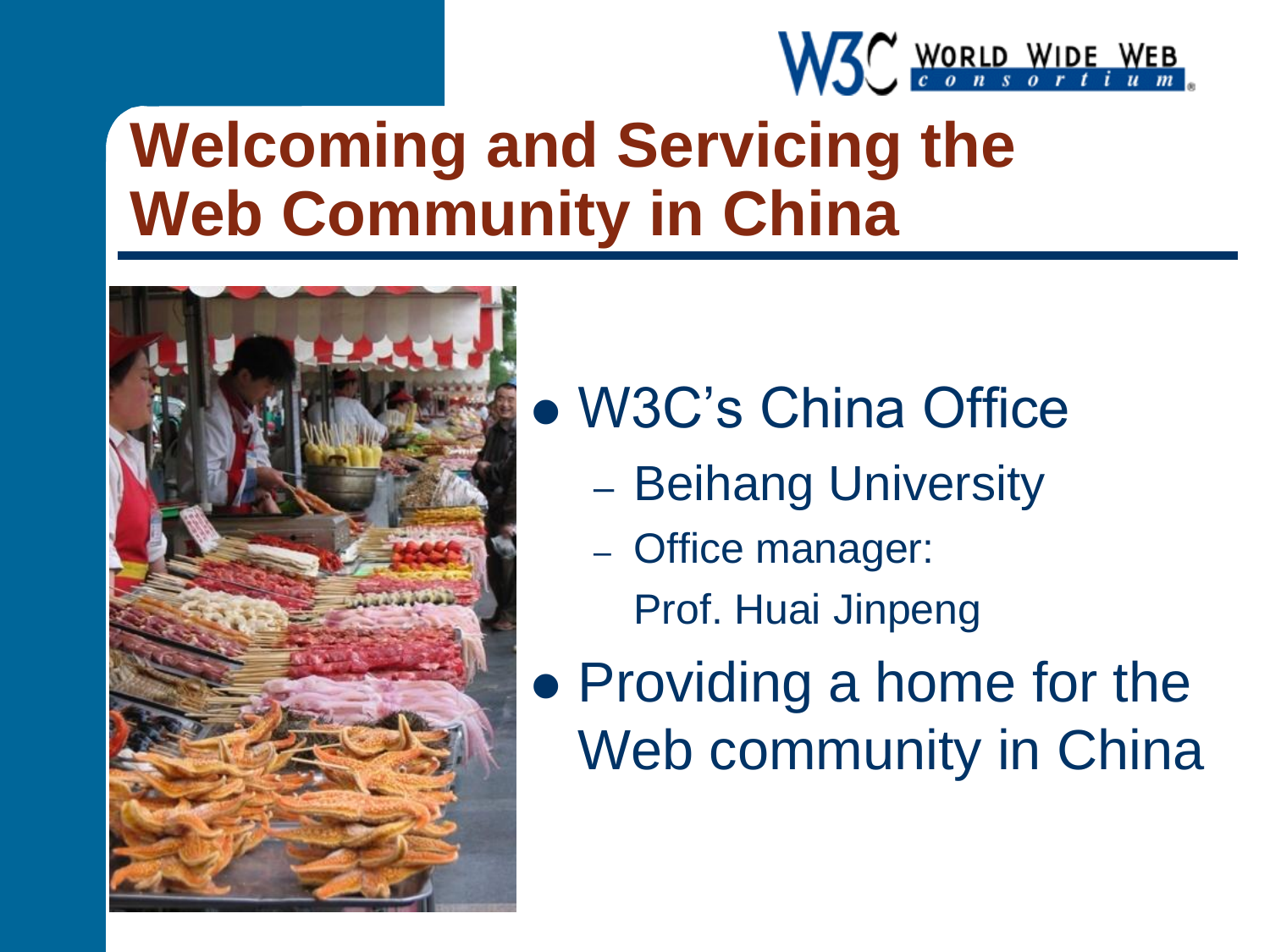# Welcoming and Servicing the Web Community in China

- W3C's China Office
  - Beihang University
  - Office manager:
    Prof. Huai Jinpeng
- Providing a home for the Web community in China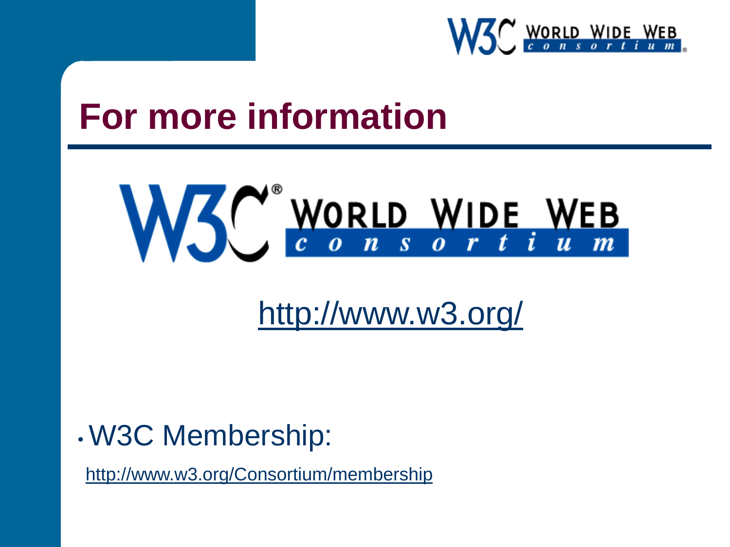# For more information

http://www.w3.org/

- W3C Membership:

http://www.w3.org/Consortium/membership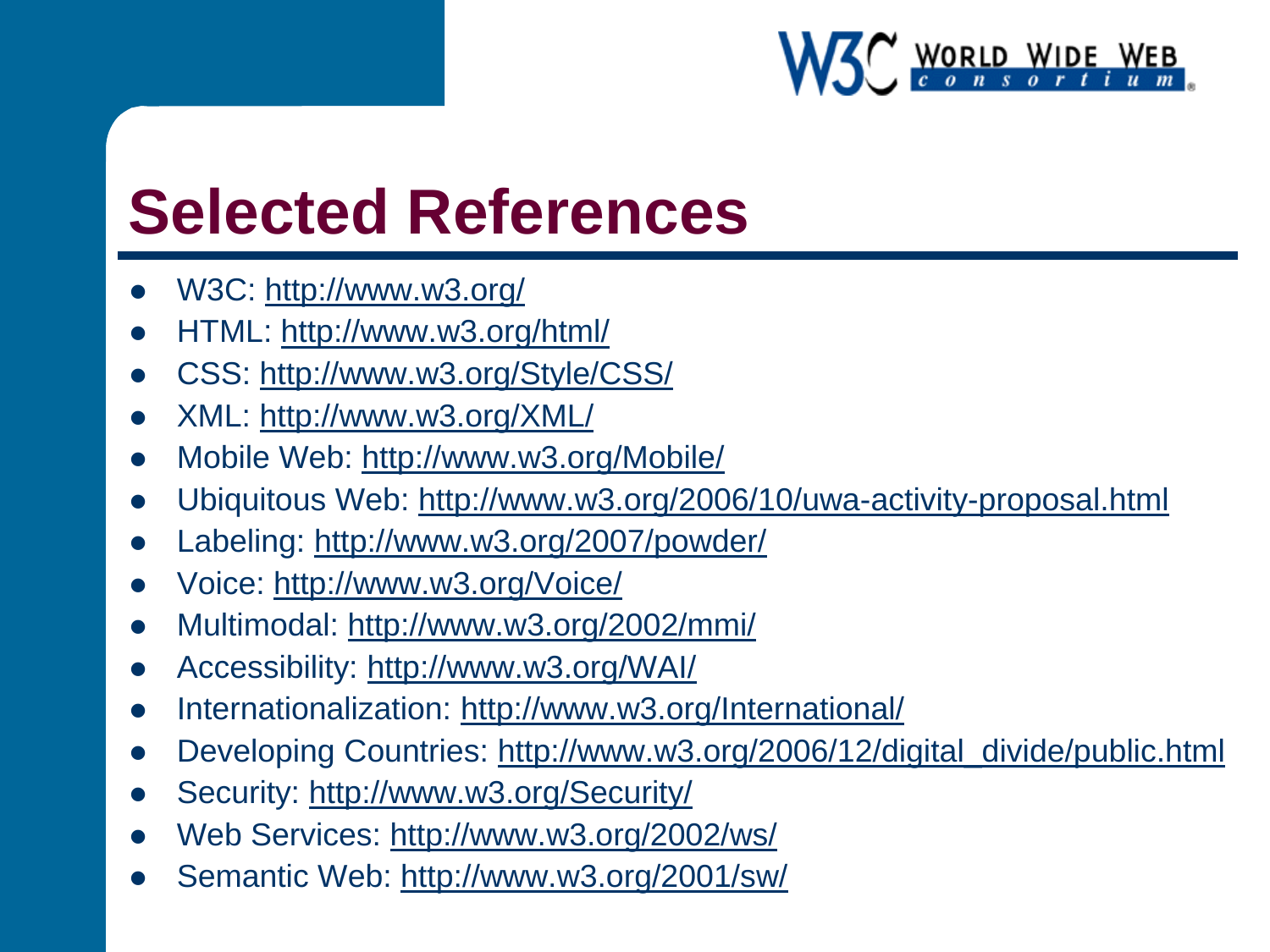# Selected References

- W3C: http://www.w3.org/
- HTML: http://www.w3.org/html/
- CSS: http://www.w3.org/Style/CSS/
- XML: http://www.w3.org/XML/
- Mobile Web: http://www.w3.org/Mobile/
- Ubiquitous Web: http://www.w3.org/2006/10/uwa-activity-proposal.html
- Labeling: http://www.w3.org/2007/powder/
- Voice: http://www.w3.org/Voice/
- Multimodal: http://www.w3.org/2002/mmi/
- Accessibility: http://www.w3.org/WAI/
- Internationalization: http://www.w3.org/International/
- Developing Countries: http://www.w3.org/2006/12/digital_divide/public.html
- Security: http://www.w3.org/Security/
- Web Services: http://www.w3.org/2002/ws/
- Semantic Web: http://www.w3.org/2001/sw/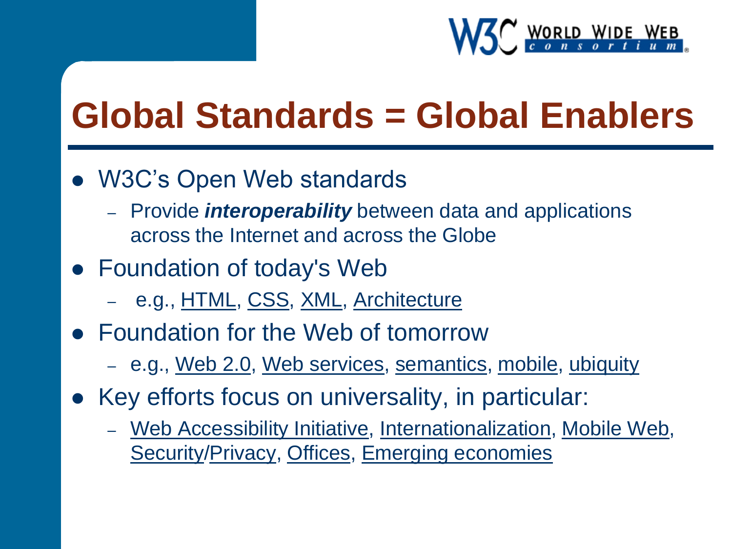# Global Standards = Global Enablers

- W3C's Open Web standards
  - Provide ***interoperability*** between data and applications across the Internet and across the Globe
- Foundation of today's Web
  - e.g., HTML, CSS, XML, Architecture
- Foundation for the Web of tomorrow
  - e.g., Web 2.0, Web services, semantics, mobile, ubiquity
- Key efforts focus on universality, in particular:
  - Web Accessibility Initiative, Internationalization, Mobile Web, Security/Privacy, Offices, Emerging economies